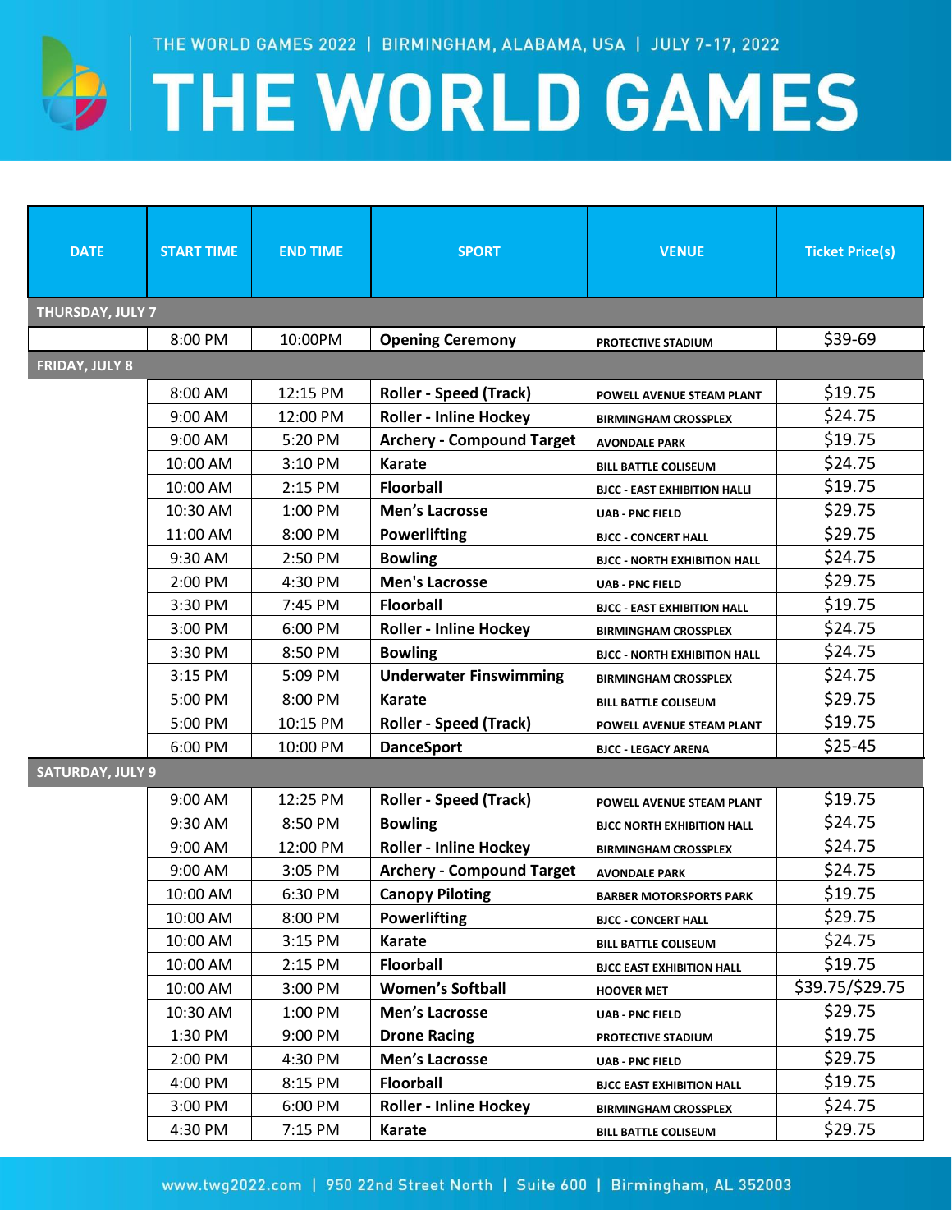THE WORLD GAMES 2022 | BIRMINGHAM, ALABAMA, USA | JULY 7-17, 2022

# THE WORLD GAMES

| DATE | START TIME | END TIME | SPORT | VENUE | Ticket Price(s) |
|---|---|---|---|---|---|
| **THURSDAY, JULY 7** | | | | | |
| | 8:00 PM | 10:00PM | **Opening Ceremony** | PROTECTIVE STADIUM | $39-69 |
| **FRIDAY, JULY 8** | | | | | |
| | 8:00 AM | 12:15 PM | **Roller - Speed (Track)** | POWELL AVENUE STEAM PLANT | $19.75 |
| | 9:00 AM | 12:00 PM | **Roller - Inline Hockey** | BIRMINGHAM CROSSPLEX | $24.75 |
| | 9:00 AM | 5:20 PM | **Archery - Compound Target** | AVONDALE PARK | $19.75 |
| | 10:00 AM | 3:10 PM | **Karate** | BILL BATTLE COLISEUM | $24.75 |
| | 10:00 AM | 2:15 PM | **Floorball** | BJCC - EAST EXHIBITION HALLI | $19.75 |
| | 10:30 AM | 1:00 PM | **Men's Lacrosse** | UAB - PNC FIELD | $29.75 |
| | 11:00 AM | 8:00 PM | **Powerlifting** | BJCC - CONCERT HALL | $29.75 |
| | 9:30 AM | 2:50 PM | **Bowling** | BJCC - NORTH EXHIBITION HALL | $24.75 |
| | 2:00 PM | 4:30 PM | **Men's Lacrosse** | UAB - PNC FIELD | $29.75 |
| | 3:30 PM | 7:45 PM | **Floorball** | BJCC - EAST EXHIBITION HALL | $19.75 |
| | 3:00 PM | 6:00 PM | **Roller - Inline Hockey** | BIRMINGHAM CROSSPLEX | $24.75 |
| | 3:30 PM | 8:50 PM | **Bowling** | BJCC - NORTH EXHIBITION HALL | $24.75 |
| | 3:15 PM | 5:09 PM | **Underwater Finswimming** | BIRMINGHAM CROSSPLEX | $24.75 |
| | 5:00 PM | 8:00 PM | **Karate** | BILL BATTLE COLISEUM | $29.75 |
| | 5:00 PM | 10:15 PM | **Roller - Speed (Track)** | POWELL AVENUE STEAM PLANT | $19.75 |
| | 6:00 PM | 10:00 PM | **DanceSport** | BJCC - LEGACY ARENA | $25-45 |
| **SATURDAY, JULY 9** | | | | | |
| | 9:00 AM | 12:25 PM | **Roller - Speed (Track)** | POWELL AVENUE STEAM PLANT | $19.75 |
| | 9:30 AM | 8:50 PM | **Bowling** | BJCC NORTH EXHIBITION HALL | $24.75 |
| | 9:00 AM | 12:00 PM | **Roller - Inline Hockey** | BIRMINGHAM CROSSPLEX | $24.75 |
| | 9:00 AM | 3:05 PM | **Archery - Compound Target** | AVONDALE PARK | $24.75 |
| | 10:00 AM | 6:30 PM | **Canopy Piloting** | BARBER MOTORSPORTS PARK | $19.75 |
| | 10:00 AM | 8:00 PM | **Powerlifting** | BJCC - CONCERT HALL | $29.75 |
| | 10:00 AM | 3:15 PM | **Karate** | BILL BATTLE COLISEUM | $24.75 |
| | 10:00 AM | 2:15 PM | **Floorball** | BJCC EAST EXHIBITION HALL | $19.75 |
| | 10:00 AM | 3:00 PM | **Women's Softball** | HOOVER MET | $39.75/$29.75 |
| | 10:30 AM | 1:00 PM | **Men's Lacrosse** | UAB - PNC FIELD | $29.75 |
| | 1:30 PM | 9:00 PM | **Drone Racing** | PROTECTIVE STADIUM | $19.75 |
| | 2:00 PM | 4:30 PM | **Men's Lacrosse** | UAB - PNC FIELD | $29.75 |
| | 4:00 PM | 8:15 PM | **Floorball** | BJCC EAST EXHIBITION HALL | $19.75 |
| | 3:00 PM | 6:00 PM | **Roller - Inline Hockey** | BIRMINGHAM CROSSPLEX | $24.75 |
| | 4:30 PM | 7:15 PM | **Karate** | BILL BATTLE COLISEUM | $29.75 |

www.twg2022.com | 950 22nd Street North | Suite 600 | Birmingham, AL 352003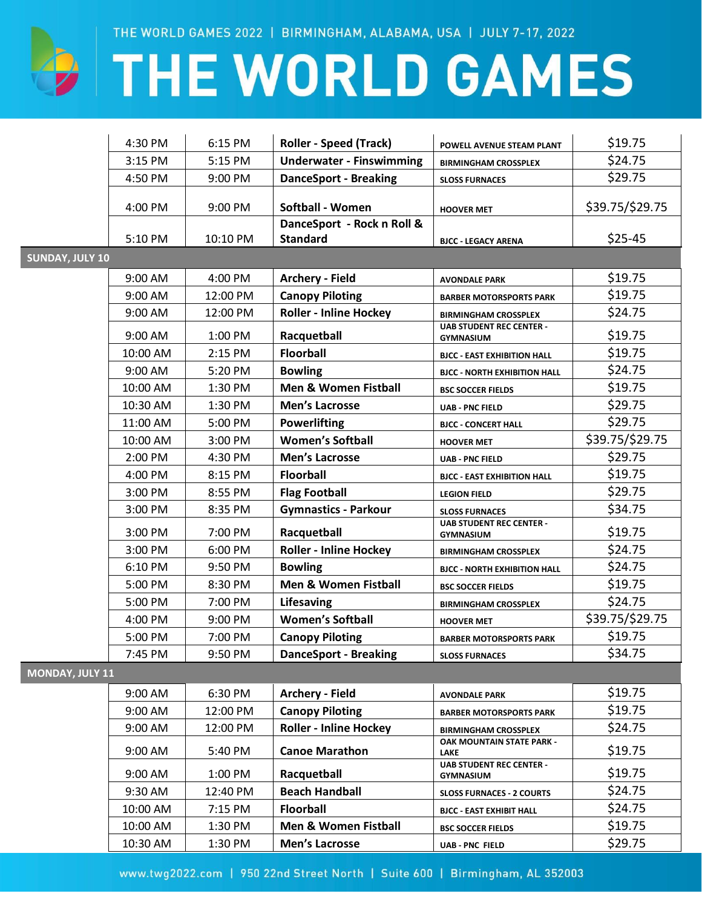| | Start | End | Event | Venue | Price |
|---|---|---|---|---|---|
| | 4:30 PM | 6:15 PM | **Roller - Speed (Track)** | POWELL AVENUE STEAM PLANT | $19.75 |
| | 3:15 PM | 5:15 PM | **Underwater - Finswimming** | BIRMINGHAM CROSSPLEX | $24.75 |
| | 4:50 PM | 9:00 PM | **DanceSport - Breaking** | SLOSS FURNACES | $29.75 |
| | 4:00 PM | 9:00 PM | **Softball - Women** | HOOVER MET | $39.75/$29.75 |
| | 5:10 PM | 10:10 PM | **DanceSport - Rock n Roll & Standard** | BJCC - LEGACY ARENA | $25-45 |
| **SUNDAY, JULY 10** | | | | | |
| | 9:00 AM | 4:00 PM | **Archery - Field** | AVONDALE PARK | $19.75 |
| | 9:00 AM | 12:00 PM | **Canopy Piloting** | BARBER MOTORSPORTS PARK | $19.75 |
| | 9:00 AM | 12:00 PM | **Roller - Inline Hockey** | BIRMINGHAM CROSSPLEX | $24.75 |
| | 9:00 AM | 1:00 PM | **Racquetball** | UAB STUDENT REC CENTER - GYMNASIUM | $19.75 |
| | 10:00 AM | 2:15 PM | **Floorball** | BJCC - EAST EXHIBITION HALL | $19.75 |
| | 9:00 AM | 5:20 PM | **Bowling** | BJCC - NORTH EXHIBITION HALL | $24.75 |
| | 10:00 AM | 1:30 PM | **Men & Women Fistball** | BSC SOCCER FIELDS | $19.75 |
| | 10:30 AM | 1:30 PM | **Men's Lacrosse** | UAB - PNC FIELD | $29.75 |
| | 11:00 AM | 5:00 PM | **Powerlifting** | BJCC - CONCERT HALL | $29.75 |
| | 10:00 AM | 3:00 PM | **Women's Softball** | HOOVER MET | $39.75/$29.75 |
| | 2:00 PM | 4:30 PM | **Men's Lacrosse** | UAB - PNC FIELD | $29.75 |
| | 4:00 PM | 8:15 PM | **Floorball** | BJCC - EAST EXHIBITION HALL | $19.75 |
| | 3:00 PM | 8:55 PM | **Flag Football** | LEGION FIELD | $29.75 |
| | 3:00 PM | 8:35 PM | **Gymnastics - Parkour** | SLOSS FURNACES | $34.75 |
| | 3:00 PM | 7:00 PM | **Racquetball** | UAB STUDENT REC CENTER - GYMNASIUM | $19.75 |
| | 3:00 PM | 6:00 PM | **Roller - Inline Hockey** | BIRMINGHAM CROSSPLEX | $24.75 |
| | 6:10 PM | 9:50 PM | **Bowling** | BJCC - NORTH EXHIBITION HALL | $24.75 |
| | 5:00 PM | 8:30 PM | **Men & Women Fistball** | BSC SOCCER FIELDS | $19.75 |
| | 5:00 PM | 7:00 PM | **Lifesaving** | BIRMINGHAM CROSSPLEX | $24.75 |
| | 4:00 PM | 9:00 PM | **Women's Softball** | HOOVER MET | $39.75/$29.75 |
| | 5:00 PM | 7:00 PM | **Canopy Piloting** | BARBER MOTORSPORTS PARK | $19.75 |
| | 7:45 PM | 9:50 PM | **DanceSport - Breaking** | SLOSS FURNACES | $34.75 |
| **MONDAY, JULY 11** | | | | | |
| | 9:00 AM | 6:30 PM | **Archery - Field** | AVONDALE PARK | $19.75 |
| | 9:00 AM | 12:00 PM | **Canopy Piloting** | BARBER MOTORSPORTS PARK | $19.75 |
| | 9:00 AM | 12:00 PM | **Roller - Inline Hockey** | BIRMINGHAM CROSSPLEX | $24.75 |
| | 9:00 AM | 5:40 PM | **Canoe Marathon** | OAK MOUNTAIN STATE PARK - LAKE | $19.75 |
| | 9:00 AM | 1:00 PM | **Racquetball** | UAB STUDENT REC CENTER - GYMNASIUM | $19.75 |
| | 9:30 AM | 12:40 PM | **Beach Handball** | SLOSS FURNACES - 2 COURTS | $24.75 |
| | 10:00 AM | 7:15 PM | **Floorball** | BJCC - EAST EXHIBIT HALL | $24.75 |
| | 10:00 AM | 1:30 PM | **Men & Women Fistball** | BSC SOCCER FIELDS | $19.75 |
| | 10:30 AM | 1:30 PM | **Men's Lacrosse** | UAB - PNC FIELD | $29.75 |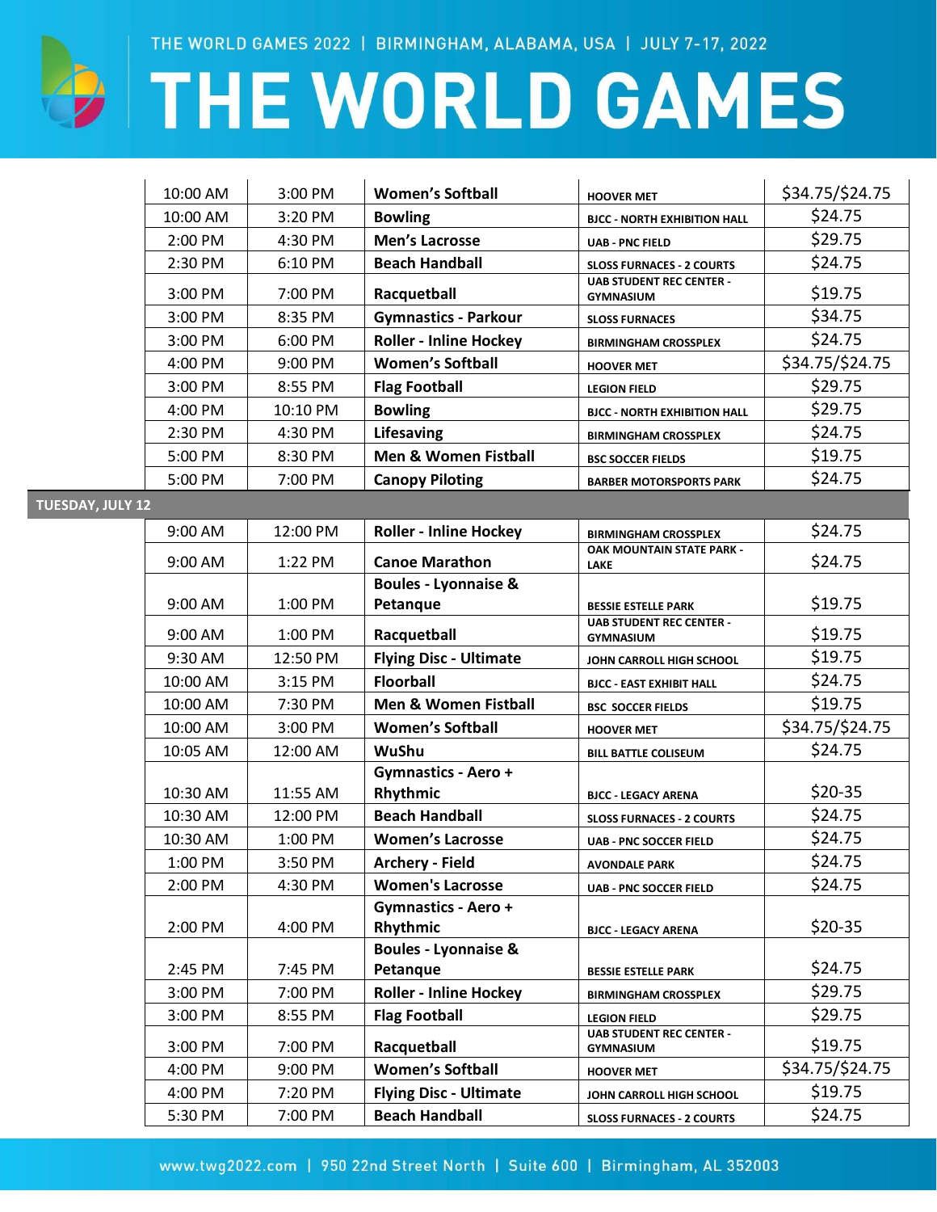| | | | | |
|---|---|---|---|---|
| 10:00 AM | 3:00 PM | **Women's Softball** | HOOVER MET | $34.75/$24.75 |
| 10:00 AM | 3:20 PM | **Bowling** | BJCC - NORTH EXHIBITION HALL | $24.75 |
| 2:00 PM | 4:30 PM | **Men's Lacrosse** | UAB - PNC FIELD | $29.75 |
| 2:30 PM | 6:10 PM | **Beach Handball** | SLOSS FURNACES - 2 COURTS | $24.75 |
| 3:00 PM | 7:00 PM | **Racquetball** | UAB STUDENT REC CENTER - GYMNASIUM | $19.75 |
| 3:00 PM | 8:35 PM | **Gymnastics - Parkour** | SLOSS FURNACES | $34.75 |
| 3:00 PM | 6:00 PM | **Roller - Inline Hockey** | BIRMINGHAM CROSSPLEX | $24.75 |
| 4:00 PM | 9:00 PM | **Women's Softball** | HOOVER MET | $34.75/$24.75 |
| 3:00 PM | 8:55 PM | **Flag Football** | LEGION FIELD | $29.75 |
| 4:00 PM | 10:10 PM | **Bowling** | BJCC - NORTH EXHIBITION HALL | $29.75 |
| 2:30 PM | 4:30 PM | **Lifesaving** | BIRMINGHAM CROSSPLEX | $24.75 |
| 5:00 PM | 8:30 PM | **Men & Women Fistball** | BSC SOCCER FIELDS | $19.75 |
| 5:00 PM | 7:00 PM | **Canopy Piloting** | BARBER MOTORSPORTS PARK | $24.75 |
| **TUESDAY, JULY 12** | | | | |
| 9:00 AM | 12:00 PM | **Roller - Inline Hockey** | BIRMINGHAM CROSSPLEX | $24.75 |
| 9:00 AM | 1:22 PM | **Canoe Marathon** | OAK MOUNTAIN STATE PARK - LAKE | $24.75 |
| 9:00 AM | 1:00 PM | **Boules - Lyonnaise & Petanque** | BESSIE ESTELLE PARK | $19.75 |
| 9:00 AM | 1:00 PM | **Racquetball** | UAB STUDENT REC CENTER - GYMNASIUM | $19.75 |
| 9:30 AM | 12:50 PM | **Flying Disc - Ultimate** | JOHN CARROLL HIGH SCHOOL | $19.75 |
| 10:00 AM | 3:15 PM | **Floorball** | BJCC - EAST EXHIBIT HALL | $24.75 |
| 10:00 AM | 7:30 PM | **Men & Women Fistball** | BSC SOCCER FIELDS | $19.75 |
| 10:00 AM | 3:00 PM | **Women's Softball** | HOOVER MET | $34.75/$24.75 |
| 10:05 AM | 12:00 AM | **WuShu** | BILL BATTLE COLISEUM | $24.75 |
| 10:30 AM | 11:55 AM | **Gymnastics - Aero + Rhythmic** | BJCC - LEGACY ARENA | $20-35 |
| 10:30 AM | 12:00 PM | **Beach Handball** | SLOSS FURNACES - 2 COURTS | $24.75 |
| 10:30 AM | 1:00 PM | **Women's Lacrosse** | UAB - PNC SOCCER FIELD | $24.75 |
| 1:00 PM | 3:50 PM | **Archery - Field** | AVONDALE PARK | $24.75 |
| 2:00 PM | 4:30 PM | **Women's Lacrosse** | UAB - PNC SOCCER FIELD | $24.75 |
| 2:00 PM | 4:00 PM | **Gymnastics - Aero + Rhythmic** | BJCC - LEGACY ARENA | $20-35 |
| 2:45 PM | 7:45 PM | **Boules - Lyonnaise & Petanque** | BESSIE ESTELLE PARK | $24.75 |
| 3:00 PM | 7:00 PM | **Roller - Inline Hockey** | BIRMINGHAM CROSSPLEX | $29.75 |
| 3:00 PM | 8:55 PM | **Flag Football** | LEGION FIELD | $29.75 |
| 3:00 PM | 7:00 PM | **Racquetball** | UAB STUDENT REC CENTER - GYMNASIUM | $19.75 |
| 4:00 PM | 9:00 PM | **Women's Softball** | HOOVER MET | $34.75/$24.75 |
| 4:00 PM | 7:20 PM | **Flying Disc - Ultimate** | JOHN CARROLL HIGH SCHOOL | $19.75 |
| 5:30 PM | 7:00 PM | **Beach Handball** | SLOSS FURNACES - 2 COURTS | $24.75 |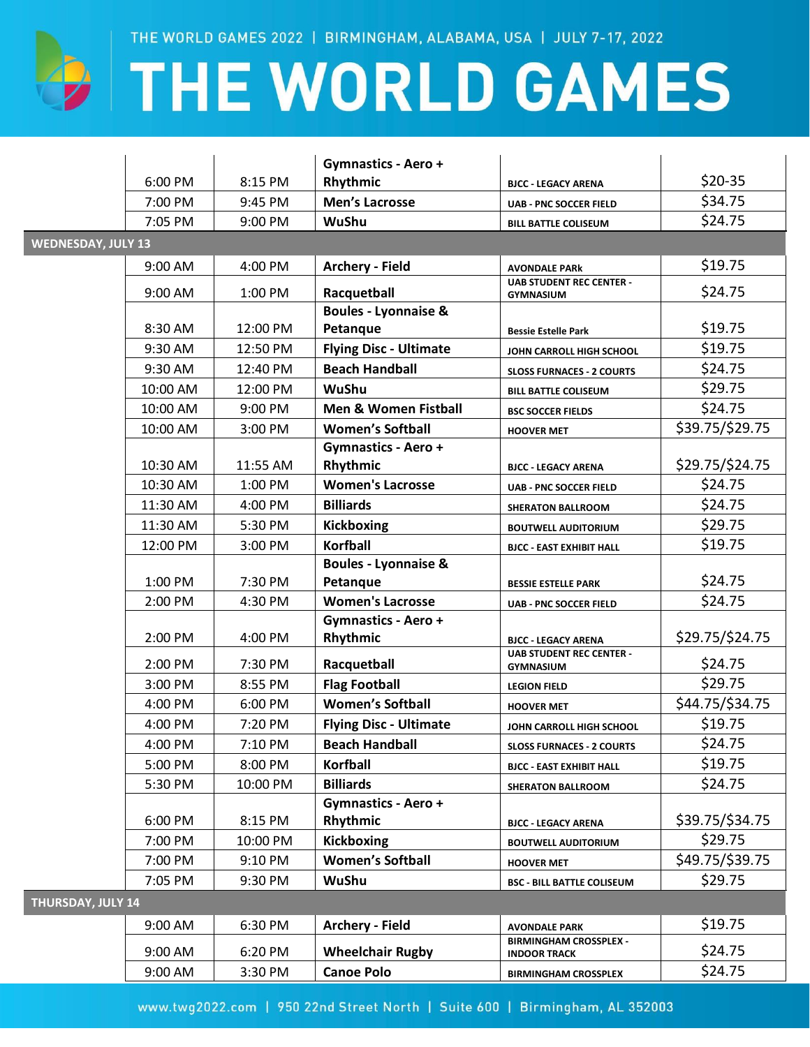| | Start | End | Event | Venue | Price |
|---|---|---|---|---|---|
| | 6:00 PM | 8:15 PM | **Gymnastics - Aero + Rhythmic** | BJCC - LEGACY ARENA | $20-35 |
| | 7:00 PM | 9:45 PM | **Men's Lacrosse** | UAB - PNC SOCCER FIELD | $34.75 |
| | 7:05 PM | 9:00 PM | **WuShu** | BILL BATTLE COLISEUM | $24.75 |
| **WEDNESDAY, JULY 13** | | | | | |
| | 9:00 AM | 4:00 PM | **Archery - Field** | AVONDALE PARk | $19.75 |
| | 9:00 AM | 1:00 PM | **Racquetball** | UAB STUDENT REC CENTER - GYMNASIUM | $24.75 |
| | 8:30 AM | 12:00 PM | **Boules - Lyonnaise & Petanque** | Bessie Estelle Park | $19.75 |
| | 9:30 AM | 12:50 PM | **Flying Disc - Ultimate** | JOHN CARROLL HIGH SCHOOL | $19.75 |
| | 9:30 AM | 12:40 PM | **Beach Handball** | SLOSS FURNACES - 2 COURTS | $24.75 |
| | 10:00 AM | 12:00 PM | **WuShu** | BILL BATTLE COLISEUM | $29.75 |
| | 10:00 AM | 9:00 PM | **Men & Women Fistball** | BSC SOCCER FIELDS | $24.75 |
| | 10:00 AM | 3:00 PM | **Women's Softball** | HOOVER MET | $39.75/$29.75 |
| | 10:30 AM | 11:55 AM | **Gymnastics - Aero + Rhythmic** | BJCC - LEGACY ARENA | $29.75/$24.75 |
| | 10:30 AM | 1:00 PM | **Women's Lacrosse** | UAB - PNC SOCCER FIELD | $24.75 |
| | 11:30 AM | 4:00 PM | **Billiards** | SHERATON BALLROOM | $24.75 |
| | 11:30 AM | 5:30 PM | **Kickboxing** | BOUTWELL AUDITORIUM | $29.75 |
| | 12:00 PM | 3:00 PM | **Korfball** | BJCC - EAST EXHIBIT HALL | $19.75 |
| | 1:00 PM | 7:30 PM | **Boules - Lyonnaise & Petanque** | BESSIE ESTELLE PARK | $24.75 |
| | 2:00 PM | 4:30 PM | **Women's Lacrosse** | UAB - PNC SOCCER FIELD | $24.75 |
| | 2:00 PM | 4:00 PM | **Gymnastics - Aero + Rhythmic** | BJCC - LEGACY ARENA | $29.75/$24.75 |
| | 2:00 PM | 7:30 PM | **Racquetball** | UAB STUDENT REC CENTER - GYMNASIUM | $24.75 |
| | 3:00 PM | 8:55 PM | **Flag Football** | LEGION FIELD | $29.75 |
| | 4:00 PM | 6:00 PM | **Women's Softball** | HOOVER MET | $44.75/$34.75 |
| | 4:00 PM | 7:20 PM | **Flying Disc - Ultimate** | JOHN CARROLL HIGH SCHOOL | $19.75 |
| | 4:00 PM | 7:10 PM | **Beach Handball** | SLOSS FURNACES - 2 COURTS | $24.75 |
| | 5:00 PM | 8:00 PM | **Korfball** | BJCC - EAST EXHIBIT HALL | $19.75 |
| | 5:30 PM | 10:00 PM | **Billiards** | SHERATON BALLROOM | $24.75 |
| | 6:00 PM | 8:15 PM | **Gymnastics - Aero + Rhythmic** | BJCC - LEGACY ARENA | $39.75/$34.75 |
| | 7:00 PM | 10:00 PM | **Kickboxing** | BOUTWELL AUDITORIUM | $29.75 |
| | 7:00 PM | 9:10 PM | **Women's Softball** | HOOVER MET | $49.75/$39.75 |
| | 7:05 PM | 9:30 PM | **WuShu** | BSC - BILL BATTLE COLISEUM | $29.75 |
| **THURSDAY, JULY 14** | | | | | |
| | 9:00 AM | 6:30 PM | **Archery - Field** | AVONDALE PARK | $19.75 |
| | 9:00 AM | 6:20 PM | **Wheelchair Rugby** | BIRMINGHAM CROSSPLEX - INDOOR TRACK | $24.75 |
| | 9:00 AM | 3:30 PM | **Canoe Polo** | BIRMINGHAM CROSSPLEX | $24.75 |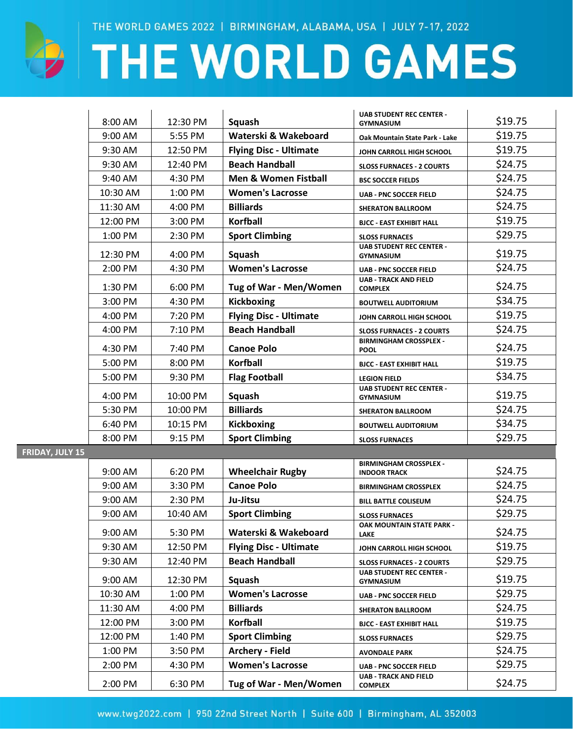| | | | | |
|---|---|---|---|---|
| 8:00 AM | 12:30 PM | **Squash** | **UAB STUDENT REC CENTER - GYMNASIUM** | $19.75 |
| 9:00 AM | 5:55 PM | **Waterski & Wakeboard** | **Oak Mountain State Park - Lake** | $19.75 |
| 9:30 AM | 12:50 PM | **Flying Disc - Ultimate** | **JOHN CARROLL HIGH SCHOOL** | $19.75 |
| 9:30 AM | 12:40 PM | **Beach Handball** | **SLOSS FURNACES - 2 COURTS** | $24.75 |
| 9:40 AM | 4:30 PM | **Men & Women Fistball** | **BSC SOCCER FIELDS** | $24.75 |
| 10:30 AM | 1:00 PM | **Women's Lacrosse** | **UAB - PNC SOCCER FIELD** | $24.75 |
| 11:30 AM | 4:00 PM | **Billiards** | **SHERATON BALLROOM** | $24.75 |
| 12:00 PM | 3:00 PM | **Korfball** | **BJCC - EAST EXHIBIT HALL** | $19.75 |
| 1:00 PM | 2:30 PM | **Sport Climbing** | **SLOSS FURNACES** | $29.75 |
| 12:30 PM | 4:00 PM | **Squash** | **UAB STUDENT REC CENTER - GYMNASIUM** | $19.75 |
| 2:00 PM | 4:30 PM | **Women's Lacrosse** | **UAB - PNC SOCCER FIELD** | $24.75 |
| 1:30 PM | 6:00 PM | **Tug of War - Men/Women** | **UAB - TRACK AND FIELD COMPLEX** | $24.75 |
| 3:00 PM | 4:30 PM | **Kickboxing** | **BOUTWELL AUDITORIUM** | $34.75 |
| 4:00 PM | 7:20 PM | **Flying Disc - Ultimate** | **JOHN CARROLL HIGH SCHOOL** | $19.75 |
| 4:00 PM | 7:10 PM | **Beach Handball** | **SLOSS FURNACES - 2 COURTS** | $24.75 |
| 4:30 PM | 7:40 PM | **Canoe Polo** | **BIRMINGHAM CROSSPLEX - POOL** | $24.75 |
| 5:00 PM | 8:00 PM | **Korfball** | **BJCC - EAST EXHIBIT HALL** | $19.75 |
| 5:00 PM | 9:30 PM | **Flag Football** | **LEGION FIELD** | $34.75 |
| 4:00 PM | 10:00 PM | **Squash** | **UAB STUDENT REC CENTER - GYMNASIUM** | $19.75 |
| 5:30 PM | 10:00 PM | **Billiards** | **SHERATON BALLROOM** | $24.75 |
| 6:40 PM | 10:15 PM | **Kickboxing** | **BOUTWELL AUDITORIUM** | $34.75 |
| 8:00 PM | 9:15 PM | **Sport Climbing** | **SLOSS FURNACES** | $29.75 |
| **FRIDAY, JULY 15** | | | | |
| 9:00 AM | 6:20 PM | **Wheelchair Rugby** | **BIRMINGHAM CROSSPLEX - INDOOR TRACK** | $24.75 |
| 9:00 AM | 3:30 PM | **Canoe Polo** | **BIRMINGHAM CROSSPLEX** | $24.75 |
| 9:00 AM | 2:30 PM | **Ju-Jitsu** | **BILL BATTLE COLISEUM** | $24.75 |
| 9:00 AM | 10:40 AM | **Sport Climbing** | **SLOSS FURNACES** | $29.75 |
| 9:00 AM | 5:30 PM | **Waterski & Wakeboard** | **OAK MOUNTAIN STATE PARK - LAKE** | $24.75 |
| 9:30 AM | 12:50 PM | **Flying Disc - Ultimate** | **JOHN CARROLL HIGH SCHOOL** | $19.75 |
| 9:30 AM | 12:40 PM | **Beach Handball** | **SLOSS FURNACES - 2 COURTS** | $29.75 |
| 9:00 AM | 12:30 PM | **Squash** | **UAB STUDENT REC CENTER - GYMNASIUM** | $19.75 |
| 10:30 AM | 1:00 PM | **Women's Lacrosse** | **UAB - PNC SOCCER FIELD** | $29.75 |
| 11:30 AM | 4:00 PM | **Billiards** | **SHERATON BALLROOM** | $24.75 |
| 12:00 PM | 3:00 PM | **Korfball** | **BJCC - EAST EXHIBIT HALL** | $19.75 |
| 12:00 PM | 1:40 PM | **Sport Climbing** | **SLOSS FURNACES** | $29.75 |
| 1:00 PM | 3:50 PM | **Archery - Field** | **AVONDALE PARK** | $24.75 |
| 2:00 PM | 4:30 PM | **Women's Lacrosse** | **UAB - PNC SOCCER FIELD** | $29.75 |
| 2:00 PM | 6:30 PM | **Tug of War - Men/Women** | **UAB - TRACK AND FIELD COMPLEX** | $24.75 |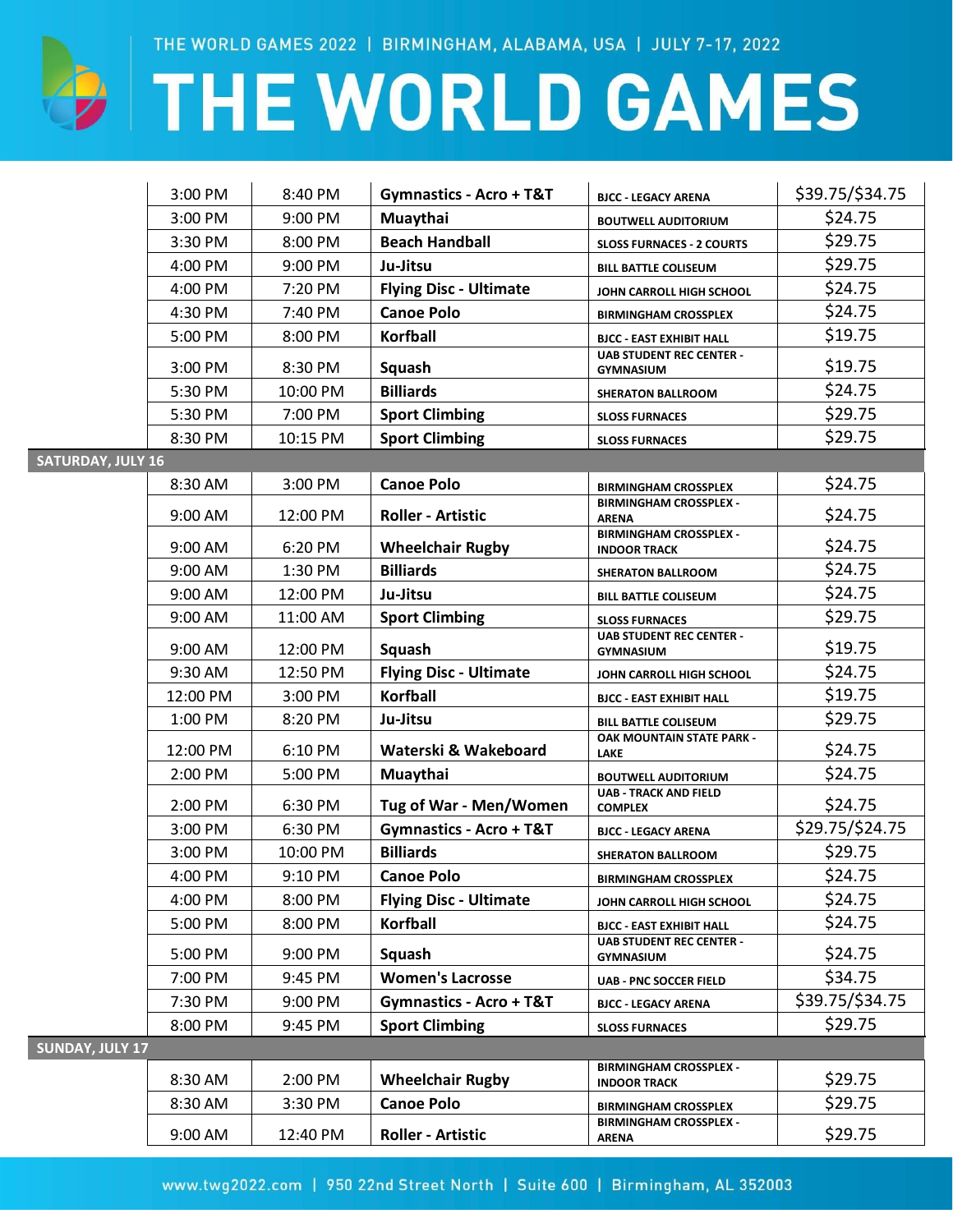| | | | | |
|---|---|---|---|---|
| 3:00 PM | 8:40 PM | **Gymnastics - Acro + T&T** | BJCC - LEGACY ARENA | $39.75/$34.75 |
| 3:00 PM | 9:00 PM | **Muaythai** | BOUTWELL AUDITORIUM | $24.75 |
| 3:30 PM | 8:00 PM | **Beach Handball** | SLOSS FURNACES - 2 COURTS | $29.75 |
| 4:00 PM | 9:00 PM | **Ju-Jitsu** | BILL BATTLE COLISEUM | $29.75 |
| 4:00 PM | 7:20 PM | **Flying Disc - Ultimate** | JOHN CARROLL HIGH SCHOOL | $24.75 |
| 4:30 PM | 7:40 PM | **Canoe Polo** | BIRMINGHAM CROSSPLEX | $24.75 |
| 5:00 PM | 8:00 PM | **Korfball** | BJCC - EAST EXHIBIT HALL | $19.75 |
| 3:00 PM | 8:30 PM | **Squash** | UAB STUDENT REC CENTER - GYMNASIUM | $19.75 |
| 5:30 PM | 10:00 PM | **Billiards** | SHERATON BALLROOM | $24.75 |
| 5:30 PM | 7:00 PM | **Sport Climbing** | SLOSS FURNACES | $29.75 |
| 8:30 PM | 10:15 PM | **Sport Climbing** | SLOSS FURNACES | $29.75 |
| **SATURDAY, JULY 16** | | | | |
| 8:30 AM | 3:00 PM | **Canoe Polo** | BIRMINGHAM CROSSPLEX | $24.75 |
| 9:00 AM | 12:00 PM | **Roller - Artistic** | BIRMINGHAM CROSSPLEX - ARENA | $24.75 |
| 9:00 AM | 6:20 PM | **Wheelchair Rugby** | BIRMINGHAM CROSSPLEX - INDOOR TRACK | $24.75 |
| 9:00 AM | 1:30 PM | **Billiards** | SHERATON BALLROOM | $24.75 |
| 9:00 AM | 12:00 PM | **Ju-Jitsu** | BILL BATTLE COLISEUM | $24.75 |
| 9:00 AM | 11:00 AM | **Sport Climbing** | SLOSS FURNACES | $29.75 |
| 9:00 AM | 12:00 PM | **Squash** | UAB STUDENT REC CENTER - GYMNASIUM | $19.75 |
| 9:30 AM | 12:50 PM | **Flying Disc - Ultimate** | JOHN CARROLL HIGH SCHOOL | $24.75 |
| 12:00 PM | 3:00 PM | **Korfball** | BJCC - EAST EXHIBIT HALL | $19.75 |
| 1:00 PM | 8:20 PM | **Ju-Jitsu** | BILL BATTLE COLISEUM | $29.75 |
| 12:00 PM | 6:10 PM | **Waterski & Wakeboard** | OAK MOUNTAIN STATE PARK - LAKE | $24.75 |
| 2:00 PM | 5:00 PM | **Muaythai** | BOUTWELL AUDITORIUM | $24.75 |
| 2:00 PM | 6:30 PM | **Tug of War - Men/Women** | UAB - TRACK AND FIELD COMPLEX | $24.75 |
| 3:00 PM | 6:30 PM | **Gymnastics - Acro + T&T** | BJCC - LEGACY ARENA | $29.75/$24.75 |
| 3:00 PM | 10:00 PM | **Billiards** | SHERATON BALLROOM | $29.75 |
| 4:00 PM | 9:10 PM | **Canoe Polo** | BIRMINGHAM CROSSPLEX | $24.75 |
| 4:00 PM | 8:00 PM | **Flying Disc - Ultimate** | JOHN CARROLL HIGH SCHOOL | $24.75 |
| 5:00 PM | 8:00 PM | **Korfball** | BJCC - EAST EXHIBIT HALL | $24.75 |
| 5:00 PM | 9:00 PM | **Squash** | UAB STUDENT REC CENTER - GYMNASIUM | $24.75 |
| 7:00 PM | 9:45 PM | **Women's Lacrosse** | UAB - PNC SOCCER FIELD | $34.75 |
| 7:30 PM | 9:00 PM | **Gymnastics - Acro + T&T** | BJCC - LEGACY ARENA | $39.75/$34.75 |
| 8:00 PM | 9:45 PM | **Sport Climbing** | SLOSS FURNACES | $29.75 |
| **SUNDAY, JULY 17** | | | | |
| 8:30 AM | 2:00 PM | **Wheelchair Rugby** | BIRMINGHAM CROSSPLEX - INDOOR TRACK | $29.75 |
| 8:30 AM | 3:30 PM | **Canoe Polo** | BIRMINGHAM CROSSPLEX | $29.75 |
| 9:00 AM | 12:40 PM | **Roller - Artistic** | BIRMINGHAM CROSSPLEX - ARENA | $29.75 |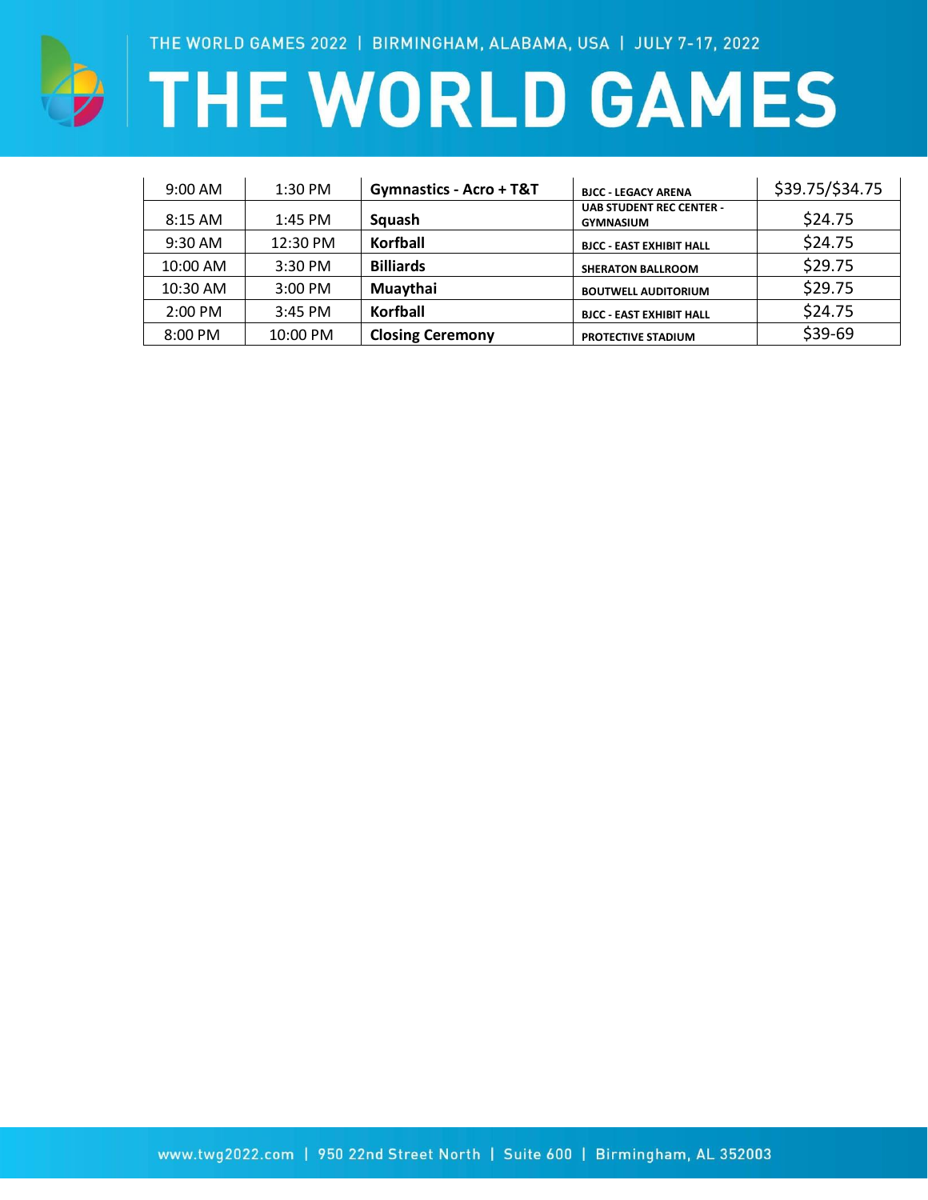| | | | | |
|---|---|---|---|---|
| 9:00 AM | 1:30 PM | **Gymnastics - Acro + T&T** | **BJCC - LEGACY ARENA** | $39.75/$34.75 |
| 8:15 AM | 1:45 PM | **Squash** | **UAB STUDENT REC CENTER - GYMNASIUM** | $24.75 |
| 9:30 AM | 12:30 PM | **Korfball** | **BJCC - EAST EXHIBIT HALL** | $24.75 |
| 10:00 AM | 3:30 PM | **Billiards** | **SHERATON BALLROOM** | $29.75 |
| 10:30 AM | 3:00 PM | **Muaythai** | **BOUTWELL AUDITORIUM** | $29.75 |
| 2:00 PM | 3:45 PM | **Korfball** | **BJCC - EAST EXHIBIT HALL** | $24.75 |
| 8:00 PM | 10:00 PM | **Closing Ceremony** | **PROTECTIVE STADIUM** | $39-69 |